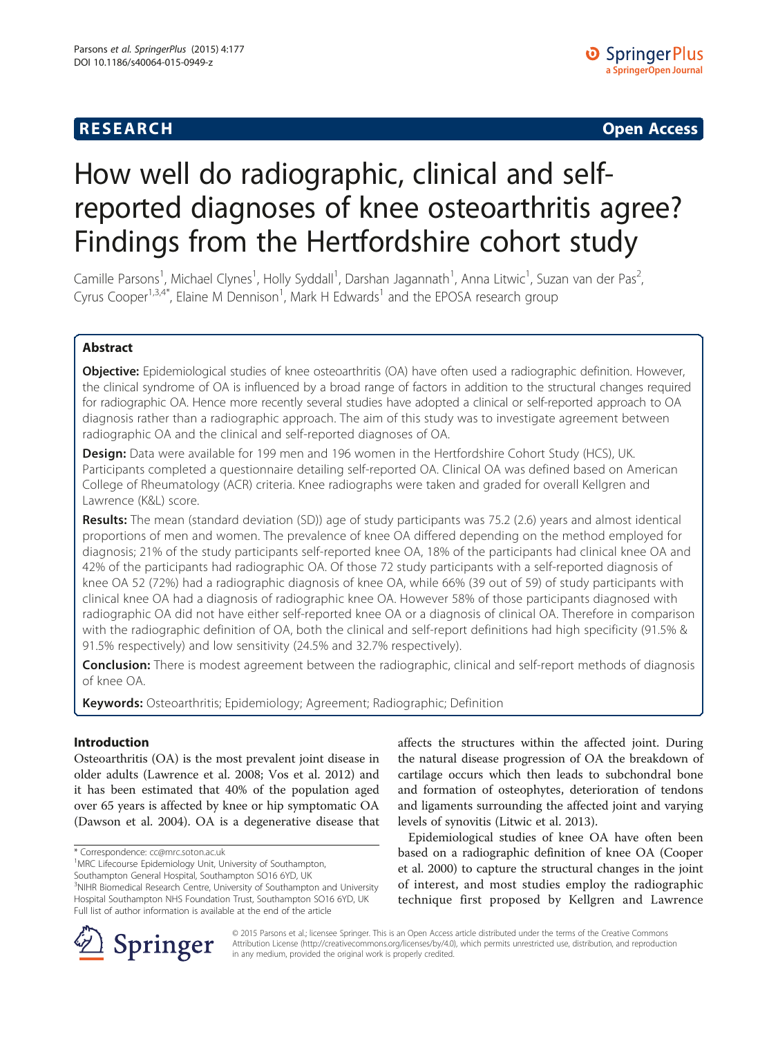**RESEARCH** **Open Access**

# How well do radiographic, clinical and self-reported diagnoses of knee osteoarthritis agree? Findings from the Hertfordshire cohort study

Camille Parsons[1], Michael Clynes[1], Holly Syddall[1], Darshan Jagannath[1], Anna Litwic[1], Suzan van der Pas[2], Cyrus Cooper[1,3,4*], Elaine M Dennison[1], Mark H Edwards[1] and the EPOSA research group

## Abstract

**Objective:** Epidemiological studies of knee osteoarthritis (OA) have often used a radiographic definition. However, the clinical syndrome of OA is influenced by a broad range of factors in addition to the structural changes required for radiographic OA. Hence more recently several studies have adopted a clinical or self-reported approach to OA diagnosis rather than a radiographic approach. The aim of this study was to investigate agreement between radiographic OA and the clinical and self-reported diagnoses of OA.

**Design:** Data were available for 199 men and 196 women in the Hertfordshire Cohort Study (HCS), UK. Participants completed a questionnaire detailing self-reported OA. Clinical OA was defined based on American College of Rheumatology (ACR) criteria. Knee radiographs were taken and graded for overall Kellgren and Lawrence (K&L) score.

**Results:** The mean (standard deviation (SD)) age of study participants was 75.2 (2.6) years and almost identical proportions of men and women. The prevalence of knee OA differed depending on the method employed for diagnosis; 21% of the study participants self-reported knee OA, 18% of the participants had clinical knee OA and 42% of the participants had radiographic OA. Of those 72 study participants with a self-reported diagnosis of knee OA 52 (72%) had a radiographic diagnosis of knee OA, while 66% (39 out of 59) of study participants with clinical knee OA had a diagnosis of radiographic knee OA. However 58% of those participants diagnosed with radiographic OA did not have either self-reported knee OA or a diagnosis of clinical OA. Therefore in comparison with the radiographic definition of OA, both the clinical and self-report definitions had high specificity (91.5% & 91.5% respectively) and low sensitivity (24.5% and 32.7% respectively).

**Conclusion:** There is modest agreement between the radiographic, clinical and self-report methods of diagnosis of knee OA.

**Keywords:** Osteoarthritis; Epidemiology; Agreement; Radiographic; Definition

## Introduction

Osteoarthritis (OA) is the most prevalent joint disease in older adults (Lawrence et al. 2008; Vos et al. 2012) and it has been estimated that 40% of the population aged over 65 years is affected by knee or hip symptomatic OA (Dawson et al. 2004). OA is a degenerative disease that affects the structures within the affected joint. During the natural disease progression of OA the breakdown of cartilage occurs which then leads to subchondral bone and formation of osteophytes, deterioration of tendons and ligaments surrounding the affected joint and varying levels of synovitis (Litwic et al. 2013).

Epidemiological studies of knee OA have often been based on a radiographic definition of knee OA (Cooper et al. 2000) to capture the structural changes in the joint of interest, and most studies employ the radiographic technique first proposed by Kellgren and Lawrence

\* Correspondence: cc@mrc.soton.ac.uk
[1]MRC Lifecourse Epidemiology Unit, University of Southampton, Southampton General Hospital, Southampton SO16 6YD, UK
[3]NIHR Biomedical Research Centre, University of Southampton and University Hospital Southampton NHS Foundation Trust, Southampton SO16 6YD, UK
Full list of author information is available at the end of the article

© 2015 Parsons et al.; licensee Springer. This is an Open Access article distributed under the terms of the Creative Commons Attribution License (http://creativecommons.org/licenses/by/4.0), which permits unrestricted use, distribution, and reproduction in any medium, provided the original work is properly credited.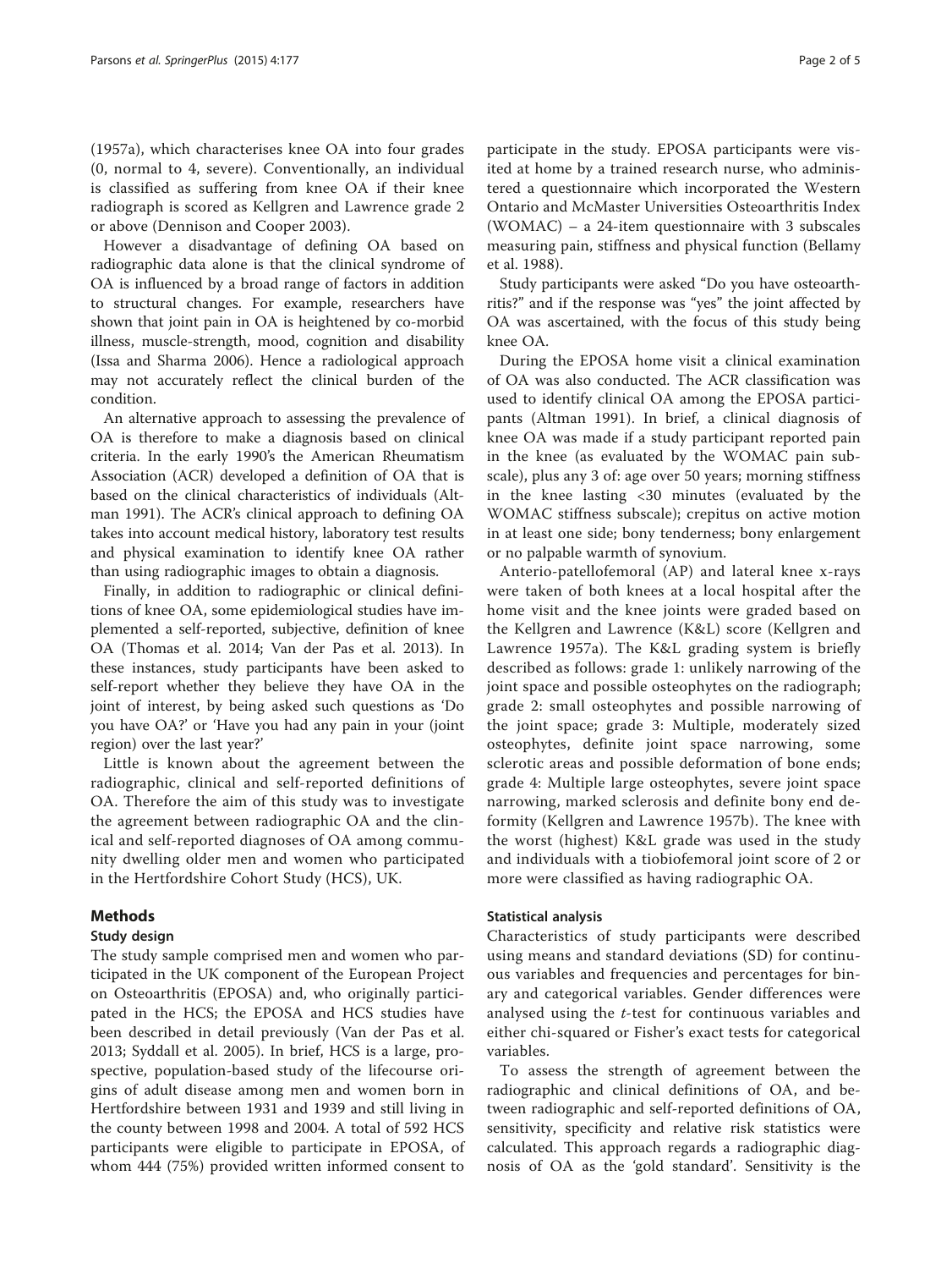(1957a), which characterises knee OA into four grades (0, normal to 4, severe). Conventionally, an individual is classified as suffering from knee OA if their knee radiograph is scored as Kellgren and Lawrence grade 2 or above (Dennison and Cooper 2003).

However a disadvantage of defining OA based on radiographic data alone is that the clinical syndrome of OA is influenced by a broad range of factors in addition to structural changes. For example, researchers have shown that joint pain in OA is heightened by co-morbid illness, muscle-strength, mood, cognition and disability (Issa and Sharma 2006). Hence a radiological approach may not accurately reflect the clinical burden of the condition.

An alternative approach to assessing the prevalence of OA is therefore to make a diagnosis based on clinical criteria. In the early 1990's the American Rheumatism Association (ACR) developed a definition of OA that is based on the clinical characteristics of individuals (Altman 1991). The ACR's clinical approach to defining OA takes into account medical history, laboratory test results and physical examination to identify knee OA rather than using radiographic images to obtain a diagnosis.

Finally, in addition to radiographic or clinical definitions of knee OA, some epidemiological studies have implemented a self-reported, subjective, definition of knee OA (Thomas et al. 2014; Van der Pas et al. 2013). In these instances, study participants have been asked to self-report whether they believe they have OA in the joint of interest, by being asked such questions as 'Do you have OA?' or 'Have you had any pain in your (joint region) over the last year?'

Little is known about the agreement between the radiographic, clinical and self-reported definitions of OA. Therefore the aim of this study was to investigate the agreement between radiographic OA and the clinical and self-reported diagnoses of OA among community dwelling older men and women who participated in the Hertfordshire Cohort Study (HCS), UK.

## Methods

### Study design

The study sample comprised men and women who participated in the UK component of the European Project on Osteoarthritis (EPOSA) and, who originally participated in the HCS; the EPOSA and HCS studies have been described in detail previously (Van der Pas et al. 2013; Syddall et al. 2005). In brief, HCS is a large, prospective, population-based study of the lifecourse origins of adult disease among men and women born in Hertfordshire between 1931 and 1939 and still living in the county between 1998 and 2004. A total of 592 HCS participants were eligible to participate in EPOSA, of whom 444 (75%) provided written informed consent to participate in the study. EPOSA participants were visited at home by a trained research nurse, who administered a questionnaire which incorporated the Western Ontario and McMaster Universities Osteoarthritis Index (WOMAC) – a 24-item questionnaire with 3 subscales measuring pain, stiffness and physical function (Bellamy et al. 1988).

Study participants were asked "Do you have osteoarthritis?" and if the response was "yes" the joint affected by OA was ascertained, with the focus of this study being knee OA.

During the EPOSA home visit a clinical examination of OA was also conducted. The ACR classification was used to identify clinical OA among the EPOSA participants (Altman 1991). In brief, a clinical diagnosis of knee OA was made if a study participant reported pain in the knee (as evaluated by the WOMAC pain subscale), plus any 3 of: age over 50 years; morning stiffness in the knee lasting <30 minutes (evaluated by the WOMAC stiffness subscale); crepitus on active motion in at least one side; bony tenderness; bony enlargement or no palpable warmth of synovium.

Anterio-patellofemoral (AP) and lateral knee x-rays were taken of both knees at a local hospital after the home visit and the knee joints were graded based on the Kellgren and Lawrence (K&L) score (Kellgren and Lawrence 1957a). The K&L grading system is briefly described as follows: grade 1: unlikely narrowing of the joint space and possible osteophytes on the radiograph; grade 2: small osteophytes and possible narrowing of the joint space; grade 3: Multiple, moderately sized osteophytes, definite joint space narrowing, some sclerotic areas and possible deformation of bone ends; grade 4: Multiple large osteophytes, severe joint space narrowing, marked sclerosis and definite bony end deformity (Kellgren and Lawrence 1957b). The knee with the worst (highest) K&L grade was used in the study and individuals with a tiobiofemoral joint score of 2 or more were classified as having radiographic OA.

### Statistical analysis

Characteristics of study participants were described using means and standard deviations (SD) for continuous variables and frequencies and percentages for binary and categorical variables. Gender differences were analysed using the *t*-test for continuous variables and either chi-squared or Fisher's exact tests for categorical variables.

To assess the strength of agreement between the radiographic and clinical definitions of OA, and between radiographic and self-reported definitions of OA, sensitivity, specificity and relative risk statistics were calculated. This approach regards a radiographic diagnosis of OA as the 'gold standard'. Sensitivity is the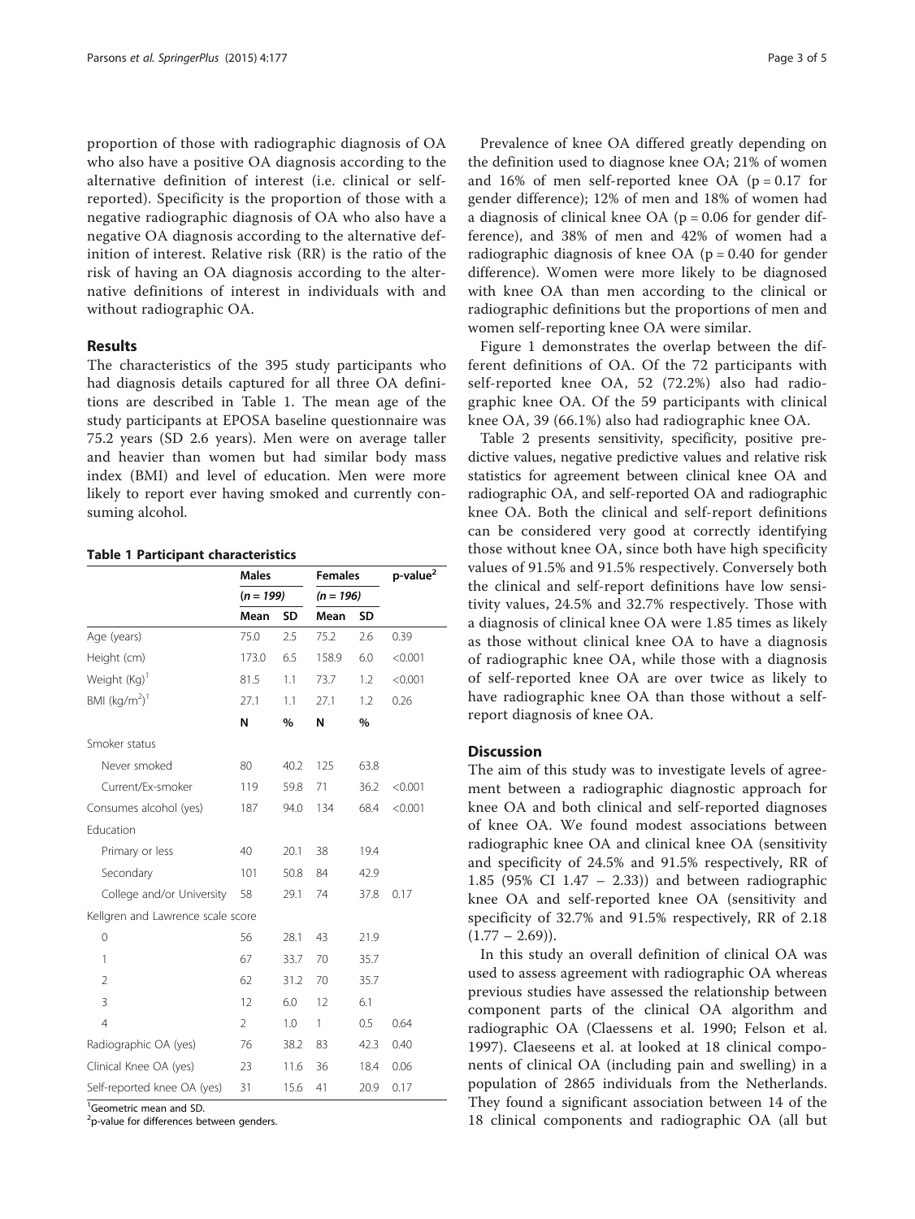proportion of those with radiographic diagnosis of OA who also have a positive OA diagnosis according to the alternative definition of interest (i.e. clinical or self-reported). Specificity is the proportion of those with a negative radiographic diagnosis of OA who also have a negative OA diagnosis according to the alternative definition of interest. Relative risk (RR) is the ratio of the risk of having an OA diagnosis according to the alternative definitions of interest in individuals with and without radiographic OA.

## Results

The characteristics of the 395 study participants who had diagnosis details captured for all three OA definitions are described in Table 1. The mean age of the study participants at EPOSA baseline questionnaire was 75.2 years (SD 2.6 years). Men were on average taller and heavier than women but had similar body mass index (BMI) and level of education. Men were more likely to report ever having smoked and currently consuming alcohol.

**Table 1 Participant characteristics**

| | Males | | Females | | p-value[2] |
|---|---|---|---|---|---|
| | (n = 199) | | (n = 196) | | |
| | Mean | SD | Mean | SD | |
| Age (years) | 75.0 | 2.5 | 75.2 | 2.6 | 0.39 |
| Height (cm) | 173.0 | 6.5 | 158.9 | 6.0 | <0.001 |
| Weight (Kg)[1] | 81.5 | 1.1 | 73.7 | 1.2 | <0.001 |
| BMI ($kg/m^2$)[1] | 27.1 | 1.1 | 27.1 | 1.2 | 0.26 |
| | N | % | N | % | |
| Smoker status | | | | | |
| Never smoked | 80 | 40.2 | 125 | 63.8 | |
| Current/Ex-smoker | 119 | 59.8 | 71 | 36.2 | <0.001 |
| Consumes alcohol (yes) | 187 | 94.0 | 134 | 68.4 | <0.001 |
| Education | | | | | |
| Primary or less | 40 | 20.1 | 38 | 19.4 | |
| Secondary | 101 | 50.8 | 84 | 42.9 | |
| College and/or University | 58 | 29.1 | 74 | 37.8 | 0.17 |
| Kellgren and Lawrence scale score | | | | | |
| 0 | 56 | 28.1 | 43 | 21.9 | |
| 1 | 67 | 33.7 | 70 | 35.7 | |
| 2 | 62 | 31.2 | 70 | 35.7 | |
| 3 | 12 | 6.0 | 12 | 6.1 | |
| 4 | 2 | 1.0 | 1 | 0.5 | 0.64 |
| Radiographic OA (yes) | 76 | 38.2 | 83 | 42.3 | 0.40 |
| Clinical Knee OA (yes) | 23 | 11.6 | 36 | 18.4 | 0.06 |
| Self-reported knee OA (yes) | 31 | 15.6 | 41 | 20.9 | 0.17 |

[1]Geometric mean and SD.
[2]p-value for differences between genders.

Prevalence of knee OA differed greatly depending on the definition used to diagnose knee OA; 21% of women and 16% of men self-reported knee OA ($p = 0.17$ for gender difference); 12% of men and 18% of women had a diagnosis of clinical knee OA ($p = 0.06$ for gender difference), and 38% of men and 42% of women had a radiographic diagnosis of knee OA ($p = 0.40$ for gender difference). Women were more likely to be diagnosed with knee OA than men according to the clinical or radiographic definitions but the proportions of men and women self-reporting knee OA were similar.

Figure 1 demonstrates the overlap between the different definitions of OA. Of the 72 participants with self-reported knee OA, 52 (72.2%) also had radiographic knee OA. Of the 59 participants with clinical knee OA, 39 (66.1%) also had radiographic knee OA.

Table 2 presents sensitivity, specificity, positive predictive values, negative predictive values and relative risk statistics for agreement between clinical knee OA and radiographic OA, and self-reported OA and radiographic knee OA. Both the clinical and self-report definitions can be considered very good at correctly identifying those without knee OA, since both have high specificity values of 91.5% and 91.5% respectively. Conversely both the clinical and self-report definitions have low sensitivity values, 24.5% and 32.7% respectively. Those with a diagnosis of clinical knee OA were 1.85 times as likely as those without clinical knee OA to have a diagnosis of radiographic knee OA, while those with a diagnosis of self-reported knee OA are over twice as likely to have radiographic knee OA than those without a self-report diagnosis of knee OA.

## Discussion

The aim of this study was to investigate levels of agreement between a radiographic diagnostic approach for knee OA and both clinical and self-reported diagnoses of knee OA. We found modest associations between radiographic knee OA and clinical knee OA (sensitivity and specificity of 24.5% and 91.5% respectively, RR of 1.85 (95% CI 1.47 – 2.33)) and between radiographic knee OA and self-reported knee OA (sensitivity and specificity of 32.7% and 91.5% respectively, RR of 2.18 (1.77 – 2.69)).

In this study an overall definition of clinical OA was used to assess agreement with radiographic OA whereas previous studies have assessed the relationship between component parts of the clinical OA algorithm and radiographic OA (Claessens et al. 1990; Felson et al. 1997). Claeseens et al. at looked at 18 clinical components of clinical OA (including pain and swelling) in a population of 2865 individuals from the Netherlands. They found a significant association between 14 of the 18 clinical components and radiographic OA (all but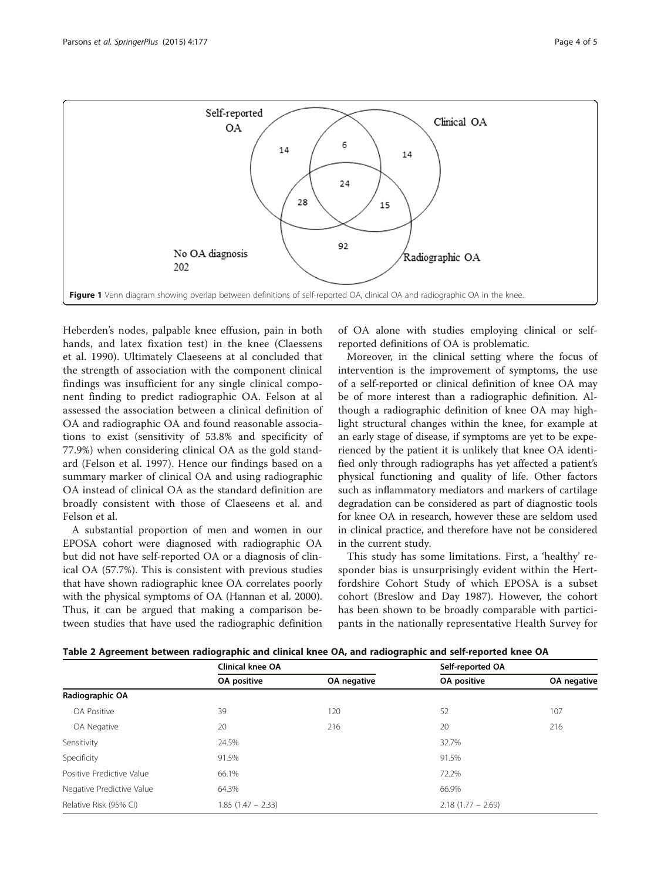Figure 1 Venn diagram showing overlap between definitions of self-reported OA, clinical OA and radiographic OA in the knee.

Heberden's nodes, palpable knee effusion, pain in both hands, and latex fixation test) in the knee (Claessens et al. 1990). Ultimately Claeseens at al concluded that the strength of association with the component clinical findings was insufficient for any single clinical component finding to predict radiographic OA. Felson at al assessed the association between a clinical definition of OA and radiographic OA and found reasonable associations to exist (sensitivity of 53.8% and specificity of 77.9%) when considering clinical OA as the gold standard (Felson et al. 1997). Hence our findings based on a summary marker of clinical OA and using radiographic OA instead of clinical OA as the standard definition are broadly consistent with those of Claeseens et al. and Felson et al.

A substantial proportion of men and women in our EPOSA cohort were diagnosed with radiographic OA but did not have self-reported OA or a diagnosis of clinical OA (57.7%). This is consistent with previous studies that have shown radiographic knee OA correlates poorly with the physical symptoms of OA (Hannan et al. 2000). Thus, it can be argued that making a comparison between studies that have used the radiographic definition of OA alone with studies employing clinical or self-reported definitions of OA is problematic.

Moreover, in the clinical setting where the focus of intervention is the improvement of symptoms, the use of a self-reported or clinical definition of knee OA may be of more interest than a radiographic definition. Although a radiographic definition of knee OA may highlight structural changes within the knee, for example at an early stage of disease, if symptoms are yet to be experienced by the patient it is unlikely that knee OA identified only through radiographs has yet affected a patient's physical functioning and quality of life. Other factors such as inflammatory mediators and markers of cartilage degradation can be considered as part of diagnostic tools for knee OA in research, however these are seldom used in clinical practice, and therefore have not be considered in the current study.

This study has some limitations. First, a 'healthy' responder bias is unsurprisingly evident within the Hertfordshire Cohort Study of which EPOSA is a subset cohort (Breslow and Day 1987). However, the cohort has been shown to be broadly comparable with participants in the nationally representative Health Survey for

**Table 2 Agreement between radiographic and clinical knee OA, and radiographic and self-reported knee OA**

| | Clinical knee OA | | Self-reported OA | |
|---|---|---|---|---|
| | OA positive | OA negative | OA positive | OA negative |
| **Radiographic OA** | | | | |
| OA Positive | 39 | 120 | 52 | 107 |
| OA Negative | 20 | 216 | 20 | 216 |
| Sensitivity | 24.5% | | 32.7% | |
| Specificity | 91.5% | | 91.5% | |
| Positive Predictive Value | 66.1% | | 72.2% | |
| Negative Predictive Value | 64.3% | | 66.9% | |
| Relative Risk (95% CI) | 1.85 (1.47 – 2.33) | | 2.18 (1.77 – 2.69) | |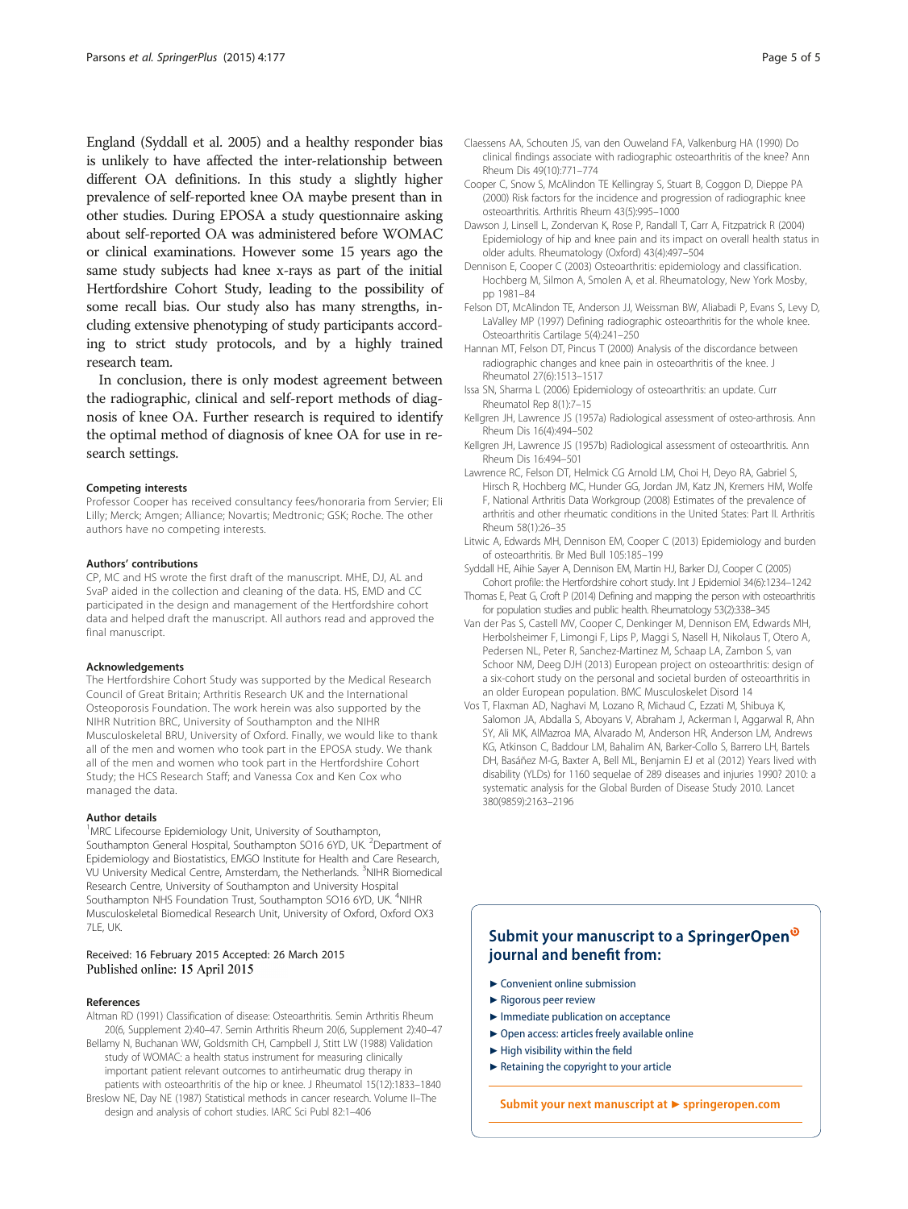England (Syddall et al. 2005) and a healthy responder bias is unlikely to have affected the inter-relationship between different OA definitions. In this study a slightly higher prevalence of self-reported knee OA maybe present than in other studies. During EPOSA a study questionnaire asking about self-reported OA was administered before WOMAC or clinical examinations. However some 15 years ago the same study subjects had knee x-rays as part of the initial Hertfordshire Cohort Study, leading to the possibility of some recall bias. Our study also has many strengths, including extensive phenotyping of study participants according to strict study protocols, and by a highly trained research team.

In conclusion, there is only modest agreement between the radiographic, clinical and self-report methods of diagnosis of knee OA. Further research is required to identify the optimal method of diagnosis of knee OA for use in research settings.

#### Competing interests

Professor Cooper has received consultancy fees/honoraria from Servier; Eli Lilly; Merck; Amgen; Alliance; Novartis; Medtronic; GSK; Roche. The other authors have no competing interests.

#### Authors' contributions

CP, MC and HS wrote the first draft of the manuscript. MHE, DJ, AL and SvaP aided in the collection and cleaning of the data. HS, EMD and CC participated in the design and management of the Hertfordshire cohort data and helped draft the manuscript. All authors read and approved the final manuscript.

#### Acknowledgements

The Hertfordshire Cohort Study was supported by the Medical Research Council of Great Britain; Arthritis Research UK and the International Osteoporosis Foundation. The work herein was also supported by the NIHR Nutrition BRC, University of Southampton and the NIHR Musculoskeletal BRU, University of Oxford. Finally, we would like to thank all of the men and women who took part in the EPOSA study. We thank all of the men and women who took part in the Hertfordshire Cohort Study; the HCS Research Staff; and Vanessa Cox and Ken Cox who managed the data.

#### Author details

[1]MRC Lifecourse Epidemiology Unit, University of Southampton, Southampton General Hospital, Southampton SO16 6YD, UK. [2]Department of Epidemiology and Biostatistics, EMGO Institute for Health and Care Research, VU University Medical Centre, Amsterdam, the Netherlands. [3]NIHR Biomedical Research Centre, University of Southampton and University Hospital Southampton NHS Foundation Trust, Southampton SO16 6YD, UK. [4]NIHR Musculoskeletal Biomedical Research Unit, University of Oxford, Oxford OX3 7LE, UK.

Received: 16 February 2015 Accepted: 26 March 2015
Published online: 15 April 2015

#### References

Altman RD (1991) Classification of disease: Osteoarthritis. Semin Arthritis Rheum 20(6, Supplement 2):40–47. Semin Arthritis Rheum 20(6, Supplement 2):40–47

Bellamy N, Buchanan WW, Goldsmith CH, Campbell J, Stitt LW (1988) Validation study of WOMAC: a health status instrument for measuring clinically important patient relevant outcomes to antirheumatic drug therapy in patients with osteoarthritis of the hip or knee. J Rheumatol 15(12):1833–1840

Breslow NE, Day NE (1987) Statistical methods in cancer research. Volume II–The design and analysis of cohort studies. IARC Sci Publ 82:1–406

Claessens AA, Schouten JS, van den Ouweland FA, Valkenburg HA (1990) Do clinical findings associate with radiographic osteoarthritis of the knee? Ann Rheum Dis 49(10):771–774

Cooper C, Snow S, McAlindon TE Kellingray S, Stuart B, Coggon D, Dieppe PA (2000) Risk factors for the incidence and progression of radiographic knee osteoarthritis. Arthritis Rheum 43(5):995–1000

Dawson J, Linsell L, Zondervan K, Rose P, Randall T, Carr A, Fitzpatrick R (2004) Epidemiology of hip and knee pain and its impact on overall health status in older adults. Rheumatology (Oxford) 43(4):497–504

Dennison E, Cooper C (2003) Osteoarthritis: epidemiology and classification. Hochberg M, Silmon A, Smolen A, et al. Rheumatology, New York Mosby, pp 1981–84

Felson DT, McAlindon TE, Anderson JJ, Weissman BW, Aliabadi P, Evans S, Levy D, LaValley MP (1997) Defining radiographic osteoarthritis for the whole knee. Osteoarthritis Cartilage 5(4):241–250

Hannan MT, Felson DT, Pincus T (2000) Analysis of the discordance between radiographic changes and knee pain in osteoarthritis of the knee. J Rheumatol 27(6):1513–1517

Issa SN, Sharma L (2006) Epidemiology of osteoarthritis: an update. Curr Rheumatol Rep 8(1):7–15

Kellgren JH, Lawrence JS (1957a) Radiological assessment of osteo-arthrosis. Ann Rheum Dis 16(4):494–502

Kellgren JH, Lawrence JS (1957b) Radiological assessment of osteoarthritis. Ann Rheum Dis 16:494–501

Lawrence RC, Felson DT, Helmick CG Arnold LM, Choi H, Deyo RA, Gabriel S, Hirsch R, Hochberg MC, Hunder GG, Jordan JM, Katz JN, Kremers HM, Wolfe F, National Arthritis Data Workgroup (2008) Estimates of the prevalence of arthritis and other rheumatic conditions in the United States: Part II. Arthritis Rheum 58(1):26–35

Litwic A, Edwards MH, Dennison EM, Cooper C (2013) Epidemiology and burden of osteoarthritis. Br Med Bull 105:185–199

Syddall HE, Aihie Sayer A, Dennison EM, Martin HJ, Barker DJ, Cooper C (2005) Cohort profile: the Hertfordshire cohort study. Int J Epidemiol 34(6):1234–1242

Thomas E, Peat G, Croft P (2014) Defining and mapping the person with osteoarthritis for population studies and public health. Rheumatology 53(2):338–345

Van der Pas S, Castell MV, Cooper C, Denkinger M, Dennison EM, Edwards MH, Herbolsheimer F, Limongi F, Lips P, Maggi S, Nasell H, Nikolaus T, Otero A, Pedersen NL, Peter R, Sanchez-Martinez M, Schaap LA, Zambon S, van Schoor NM, Deeg DJH (2013) European project on osteoarthritis: design of a six-cohort study on the personal and societal burden of osteoarthritis in an older European population. BMC Musculoskelet Disord 14

Vos T, Flaxman AD, Naghavi M, Lozano R, Michaud C, Ezzati M, Shibuya K, Salomon JA, Abdalla S, Aboyans V, Abraham J, Ackerman I, Aggarwal R, Ahn SY, Ali MK, AlMazroa MA, Alvarado M, Anderson HR, Anderson LM, Andrews KG, Atkinson C, Baddour LM, Bahalim AN, Barker-Collo S, Barrero LH, Bartels DH, Basáñez M-G, Baxter A, Bell ML, Benjamin EJ et al (2012) Years lived with disability (YLDs) for 1160 sequelae of 289 diseases and injuries 1990? 2010: a systematic analysis for the Global Burden of Disease Study 2010. Lancet 380(9859):2163–2196

**Submit your manuscript to a SpringerOpen journal and benefit from:**

- ► Convenient online submission
- ► Rigorous peer review
- ► Immediate publication on acceptance
- ► Open access: articles freely available online
- ► High visibility within the field
- ► Retaining the copyright to your article

**Submit your next manuscript at ► springeropen.com**